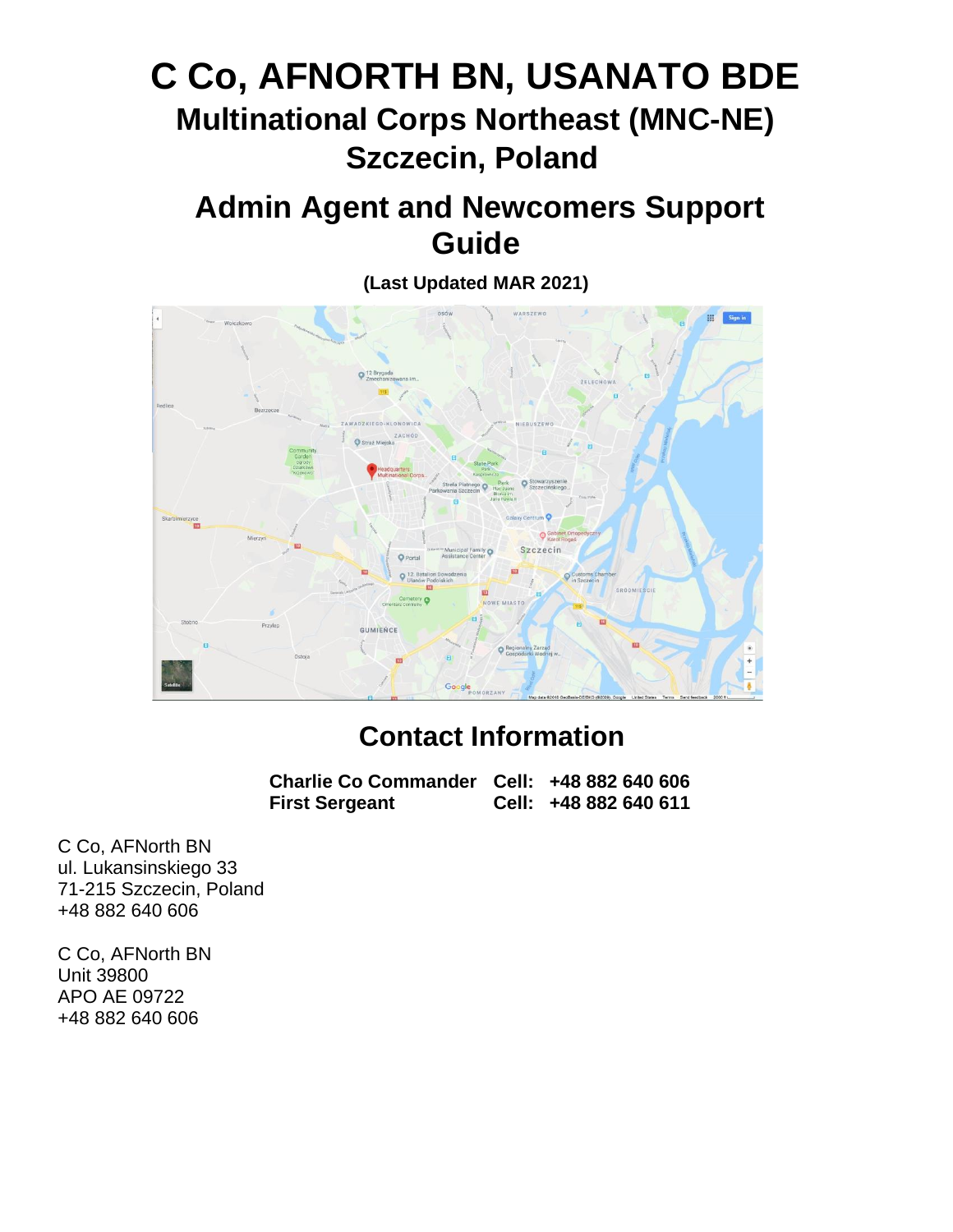# C Co, AFNORTH BN, USANATO BDE

## Multinational Corps Northeast (MNC-NE)

## Szczecin, Poland

## Admin Agent and Newcomers Support Guide

**(Last Updated MAR 2021)**

## Contact Information

| | | |
|---|---|---|
| **Charlie Co Commander** | **Cell:** | **+48 882 640 606** |
| **First Sergeant** | **Cell:** | **+48 882 640 611** |

C Co, AFNorth BN
ul. Lukansinskiego 33
71-215 Szczecin, Poland
+48 882 640 606

C Co, AFNorth BN
Unit 39800
APO AE 09722
+48 882 640 606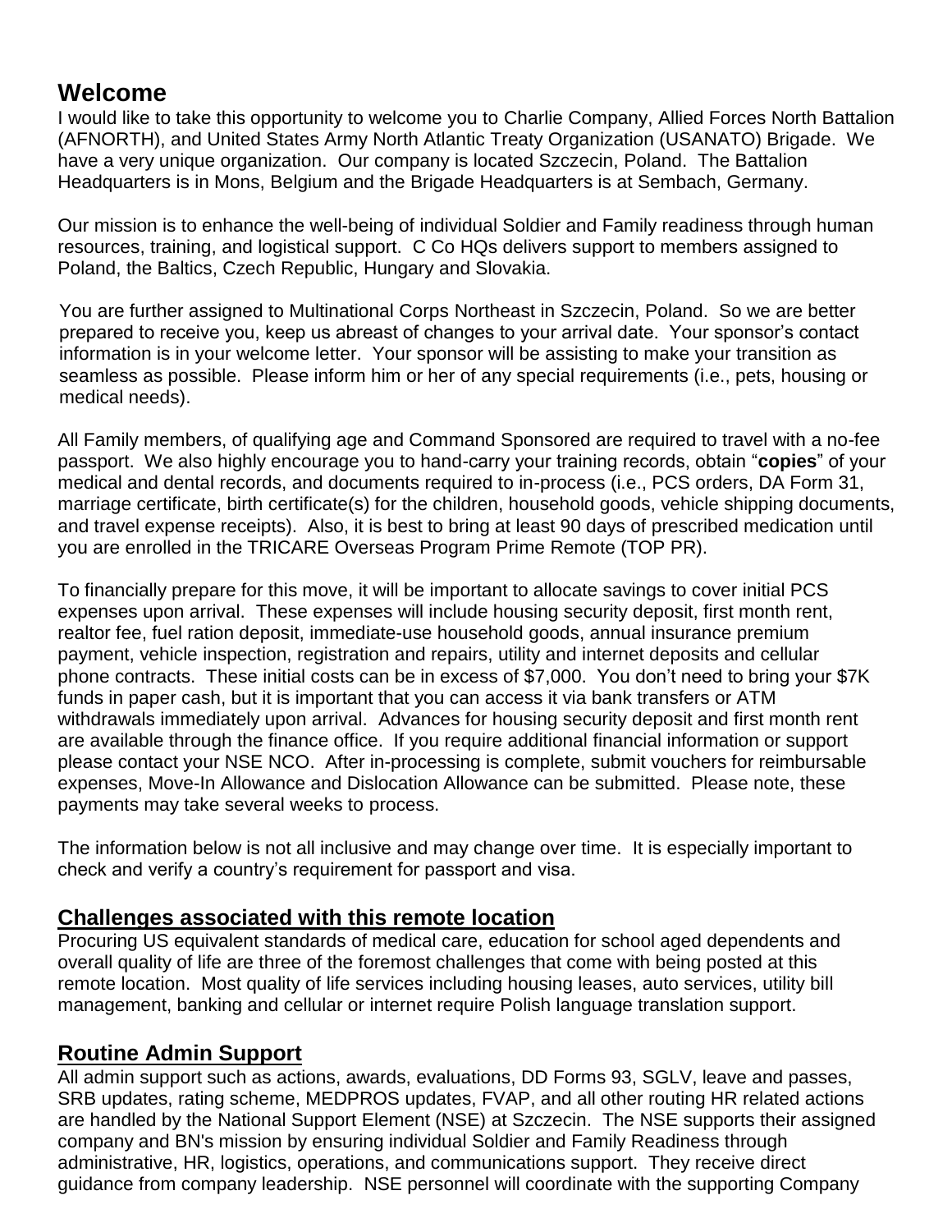## Welcome

I would like to take this opportunity to welcome you to Charlie Company, Allied Forces North Battalion (AFNORTH), and United States Army North Atlantic Treaty Organization (USANATO) Brigade. We have a very unique organization. Our company is located Szczecin, Poland. The Battalion Headquarters is in Mons, Belgium and the Brigade Headquarters is at Sembach, Germany.

Our mission is to enhance the well-being of individual Soldier and Family readiness through human resources, training, and logistical support. C Co HQs delivers support to members assigned to Poland, the Baltics, Czech Republic, Hungary and Slovakia.

You are further assigned to Multinational Corps Northeast in Szczecin, Poland. So we are better prepared to receive you, keep us abreast of changes to your arrival date. Your sponsor's contact information is in your welcome letter. Your sponsor will be assisting to make your transition as seamless as possible. Please inform him or her of any special requirements (i.e., pets, housing or medical needs).

All Family members, of qualifying age and Command Sponsored are required to travel with a no-fee passport. We also highly encourage you to hand-carry your training records, obtain "**copies**" of your medical and dental records, and documents required to in-process (i.e., PCS orders, DA Form 31, marriage certificate, birth certificate(s) for the children, household goods, vehicle shipping documents, and travel expense receipts). Also, it is best to bring at least 90 days of prescribed medication until you are enrolled in the TRICARE Overseas Program Prime Remote (TOP PR).

To financially prepare for this move, it will be important to allocate savings to cover initial PCS expenses upon arrival. These expenses will include housing security deposit, first month rent, realtor fee, fuel ration deposit, immediate-use household goods, annual insurance premium payment, vehicle inspection, registration and repairs, utility and internet deposits and cellular phone contracts. These initial costs can be in excess of $7,000. You don't need to bring your $7K funds in paper cash, but it is important that you can access it via bank transfers or ATM withdrawals immediately upon arrival. Advances for housing security deposit and first month rent are available through the finance office. If you require additional financial information or support please contact your NSE NCO. After in-processing is complete, submit vouchers for reimbursable expenses, Move-In Allowance and Dislocation Allowance can be submitted. Please note, these payments may take several weeks to process.

The information below is not all inclusive and may change over time. It is especially important to check and verify a country's requirement for passport and visa.

## Challenges associated with this remote location

Procuring US equivalent standards of medical care, education for school aged dependents and overall quality of life are three of the foremost challenges that come with being posted at this remote location. Most quality of life services including housing leases, auto services, utility bill management, banking and cellular or internet require Polish language translation support.

## Routine Admin Support

All admin support such as actions, awards, evaluations, DD Forms 93, SGLV, leave and passes, SRB updates, rating scheme, MEDPROS updates, FVAP, and all other routing HR related actions are handled by the National Support Element (NSE) at Szczecin. The NSE supports their assigned company and BN's mission by ensuring individual Soldier and Family Readiness through administrative, HR, logistics, operations, and communications support. They receive direct guidance from company leadership. NSE personnel will coordinate with the supporting Company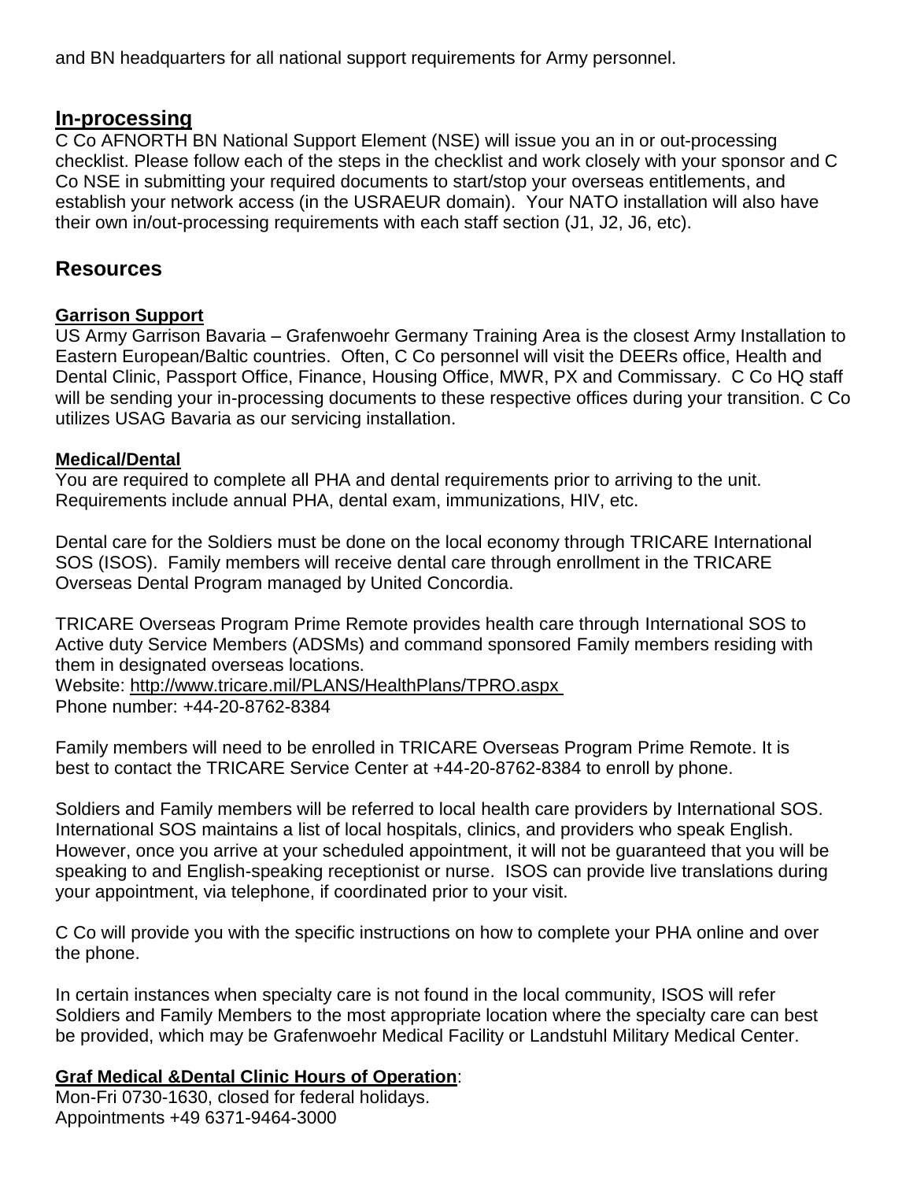and BN headquarters for all national support requirements for Army personnel.

## In-processing

C Co AFNORTH BN National Support Element (NSE) will issue you an in or out-processing checklist. Please follow each of the steps in the checklist and work closely with your sponsor and C Co NSE in submitting your required documents to start/stop your overseas entitlements, and establish your network access (in the USRAEUR domain). Your NATO installation will also have their own in/out-processing requirements with each staff section (J1, J2, J6, etc).

## Resources

### Garrison Support

US Army Garrison Bavaria – Grafenwoehr Germany Training Area is the closest Army Installation to Eastern European/Baltic countries. Often, C Co personnel will visit the DEERs office, Health and Dental Clinic, Passport Office, Finance, Housing Office, MWR, PX and Commissary. C Co HQ staff will be sending your in-processing documents to these respective offices during your transition. C Co utilizes USAG Bavaria as our servicing installation.

### Medical/Dental

You are required to complete all PHA and dental requirements prior to arriving to the unit. Requirements include annual PHA, dental exam, immunizations, HIV, etc.

Dental care for the Soldiers must be done on the local economy through TRICARE International SOS (ISOS). Family members will receive dental care through enrollment in the TRICARE Overseas Dental Program managed by United Concordia.

TRICARE Overseas Program Prime Remote provides health care through International SOS to Active duty Service Members (ADSMs) and command sponsored Family members residing with them in designated overseas locations.
Website: http://www.tricare.mil/PLANS/HealthPlans/TPRO.aspx
Phone number: +44-20-8762-8384

Family members will need to be enrolled in TRICARE Overseas Program Prime Remote. It is best to contact the TRICARE Service Center at +44-20-8762-8384 to enroll by phone.

Soldiers and Family members will be referred to local health care providers by International SOS. International SOS maintains a list of local hospitals, clinics, and providers who speak English. However, once you arrive at your scheduled appointment, it will not be guaranteed that you will be speaking to and English-speaking receptionist or nurse. ISOS can provide live translations during your appointment, via telephone, if coordinated prior to your visit.

C Co will provide you with the specific instructions on how to complete your PHA online and over the phone.

In certain instances when specialty care is not found in the local community, ISOS will refer Soldiers and Family Members to the most appropriate location where the specialty care can best be provided, which may be Grafenwoehr Medical Facility or Landstuhl Military Medical Center.

### Graf Medical &Dental Clinic Hours of Operation:

Mon-Fri 0730-1630, closed for federal holidays.
Appointments +49 6371-9464-3000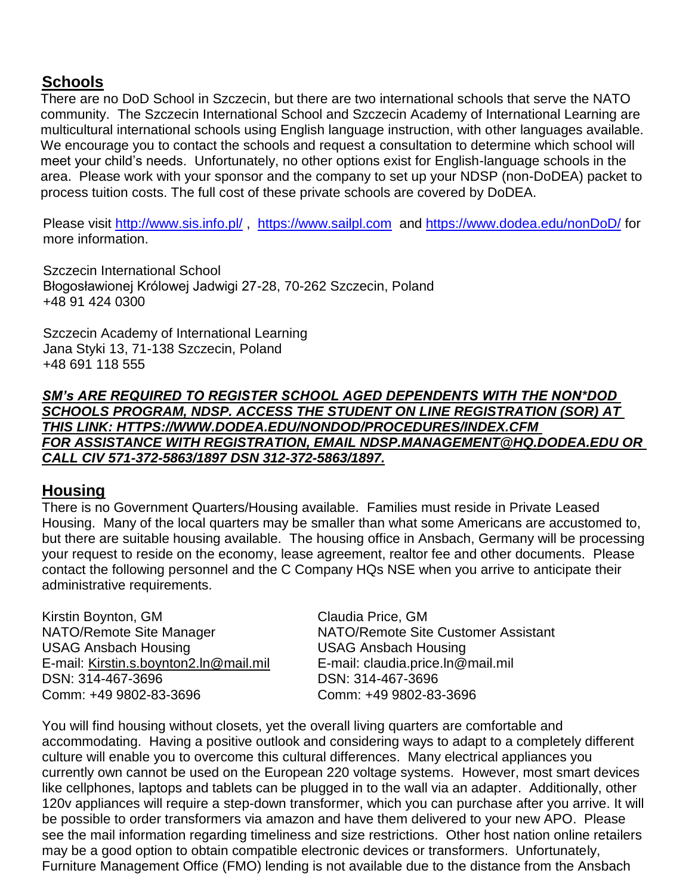## Schools

There are no DoD School in Szczecin, but there are two international schools that serve the NATO community. The Szczecin International School and Szczecin Academy of International Learning are multicultural international schools using English language instruction, with other languages available. We encourage you to contact the schools and request a consultation to determine which school will meet your child's needs. Unfortunately, no other options exist for English-language schools in the area. Please work with your sponsor and the company to set up your NDSP (non-DoDEA) packet to process tuition costs. The full cost of these private schools are covered by DoDEA.

Please visit http://www.sis.info.pl/ , https://www.sailpl.com and https://www.dodea.edu/nonDoD/ for more information.

Szczecin International School
Błogosławionej Królowej Jadwigi 27-28, 70-262 Szczecin, Poland
+48 91 424 0300

Szczecin Academy of International Learning
Jana Styki 13, 71-138 Szczecin, Poland
+48 691 118 555

***SM's ARE REQUIRED TO REGISTER SCHOOL AGED DEPENDENTS WITH THE NON*DOD SCHOOLS PROGRAM, NDSP. ACCESS THE STUDENT ON LINE REGISTRATION (SOR) AT THIS LINK: HTTPS://WWW.DODEA.EDU/NONDOD/PROCEDURES/INDEX.CFM FOR ASSISTANCE WITH REGISTRATION, EMAIL NDSP.MANAGEMENT@HQ.DODEA.EDU OR CALL CIV 571-372-5863/1897 DSN 312-372-5863/1897.***

## Housing

There is no Government Quarters/Housing available. Families must reside in Private Leased Housing. Many of the local quarters may be smaller than what some Americans are accustomed to, but there are suitable housing available. The housing office in Ansbach, Germany will be processing your request to reside on the economy, lease agreement, realtor fee and other documents. Please contact the following personnel and the C Company HQs NSE when you arrive to anticipate their administrative requirements.

Kirstin Boynton, GM
NATO/Remote Site Manager
USAG Ansbach Housing
E-mail: Kirstin.s.boynton2.ln@mail.mil
DSN: 314-467-3696
Comm: +49 9802-83-3696

Claudia Price, GM
NATO/Remote Site Customer Assistant
USAG Ansbach Housing
E-mail: claudia.price.ln@mail.mil
DSN: 314-467-3696
Comm: +49 9802-83-3696

You will find housing without closets, yet the overall living quarters are comfortable and accommodating. Having a positive outlook and considering ways to adapt to a completely different culture will enable you to overcome this cultural differences. Many electrical appliances you currently own cannot be used on the European 220 voltage systems. However, most smart devices like cellphones, laptops and tablets can be plugged in to the wall via an adapter. Additionally, other 120v appliances will require a step-down transformer, which you can purchase after you arrive. It will be possible to order transformers via amazon and have them delivered to your new APO. Please see the mail information regarding timeliness and size restrictions. Other host nation online retailers may be a good option to obtain compatible electronic devices or transformers. Unfortunately, Furniture Management Office (FMO) lending is not available due to the distance from the Ansbach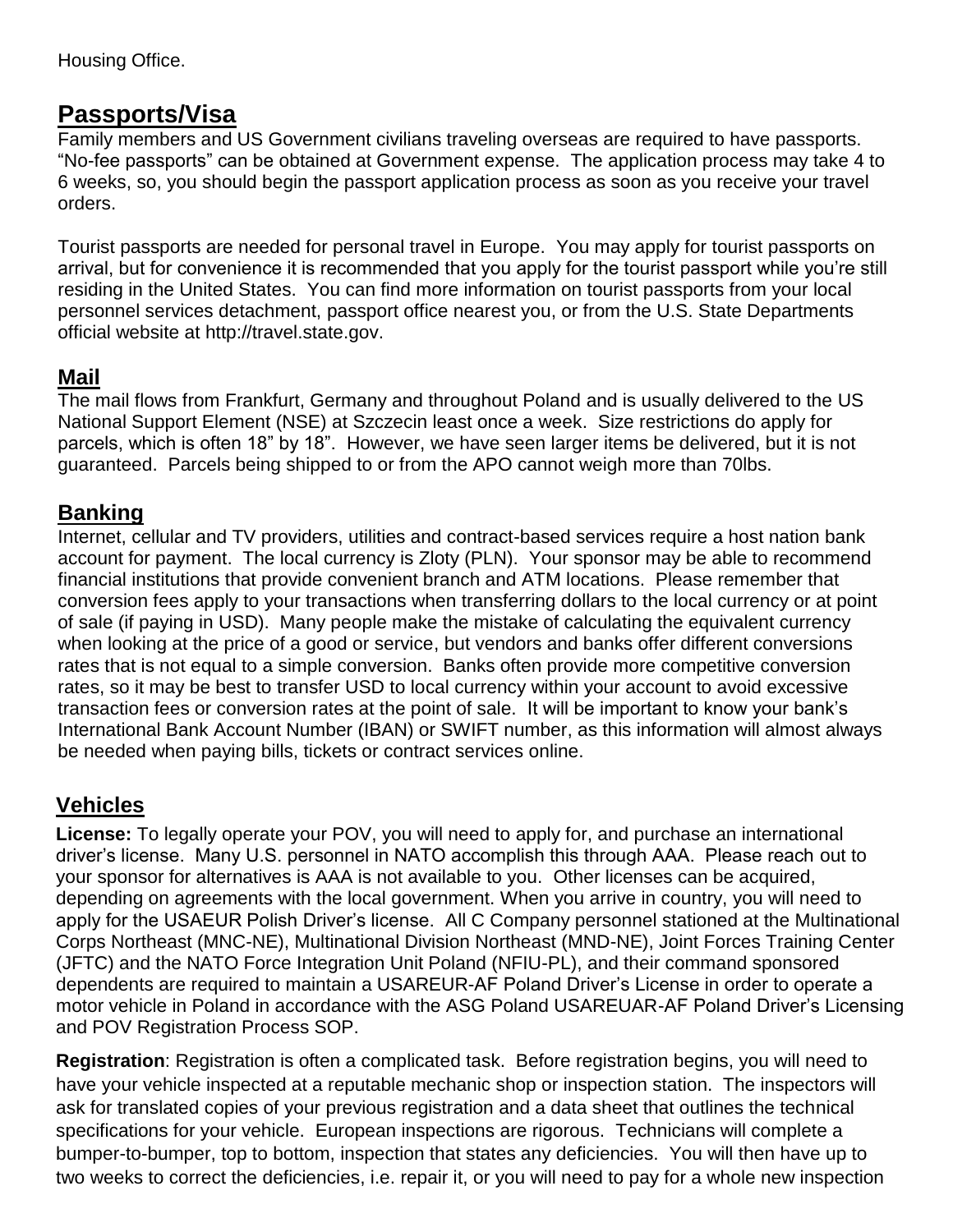Housing Office.

## Passports/Visa

Family members and US Government civilians traveling overseas are required to have passports. "No-fee passports" can be obtained at Government expense. The application process may take 4 to 6 weeks, so, you should begin the passport application process as soon as you receive your travel orders.

Tourist passports are needed for personal travel in Europe. You may apply for tourist passports on arrival, but for convenience it is recommended that you apply for the tourist passport while you're still residing in the United States. You can find more information on tourist passports from your local personnel services detachment, passport office nearest you, or from the U.S. State Departments official website at http://travel.state.gov.

## Mail

The mail flows from Frankfurt, Germany and throughout Poland and is usually delivered to the US National Support Element (NSE) at Szczecin least once a week. Size restrictions do apply for parcels, which is often 18" by 18". However, we have seen larger items be delivered, but it is not guaranteed. Parcels being shipped to or from the APO cannot weigh more than 70lbs.

## Banking

Internet, cellular and TV providers, utilities and contract-based services require a host nation bank account for payment. The local currency is Zloty (PLN). Your sponsor may be able to recommend financial institutions that provide convenient branch and ATM locations. Please remember that conversion fees apply to your transactions when transferring dollars to the local currency or at point of sale (if paying in USD). Many people make the mistake of calculating the equivalent currency when looking at the price of a good or service, but vendors and banks offer different conversions rates that is not equal to a simple conversion. Banks often provide more competitive conversion rates, so it may be best to transfer USD to local currency within your account to avoid excessive transaction fees or conversion rates at the point of sale. It will be important to know your bank's International Bank Account Number (IBAN) or SWIFT number, as this information will almost always be needed when paying bills, tickets or contract services online.

## Vehicles

**License:** To legally operate your POV, you will need to apply for, and purchase an international driver's license. Many U.S. personnel in NATO accomplish this through AAA. Please reach out to your sponsor for alternatives is AAA is not available to you. Other licenses can be acquired, depending on agreements with the local government. When you arrive in country, you will need to apply for the USAEUR Polish Driver's license. All C Company personnel stationed at the Multinational Corps Northeast (MNC-NE), Multinational Division Northeast (MND-NE), Joint Forces Training Center (JFTC) and the NATO Force Integration Unit Poland (NFIU-PL), and their command sponsored dependents are required to maintain a USAREUR-AF Poland Driver's License in order to operate a motor vehicle in Poland in accordance with the ASG Poland USAREUAR-AF Poland Driver's Licensing and POV Registration Process SOP.

**Registration**: Registration is often a complicated task. Before registration begins, you will need to have your vehicle inspected at a reputable mechanic shop or inspection station. The inspectors will ask for translated copies of your previous registration and a data sheet that outlines the technical specifications for your vehicle. European inspections are rigorous. Technicians will complete a bumper-to-bumper, top to bottom, inspection that states any deficiencies. You will then have up to two weeks to correct the deficiencies, i.e. repair it, or you will need to pay for a whole new inspection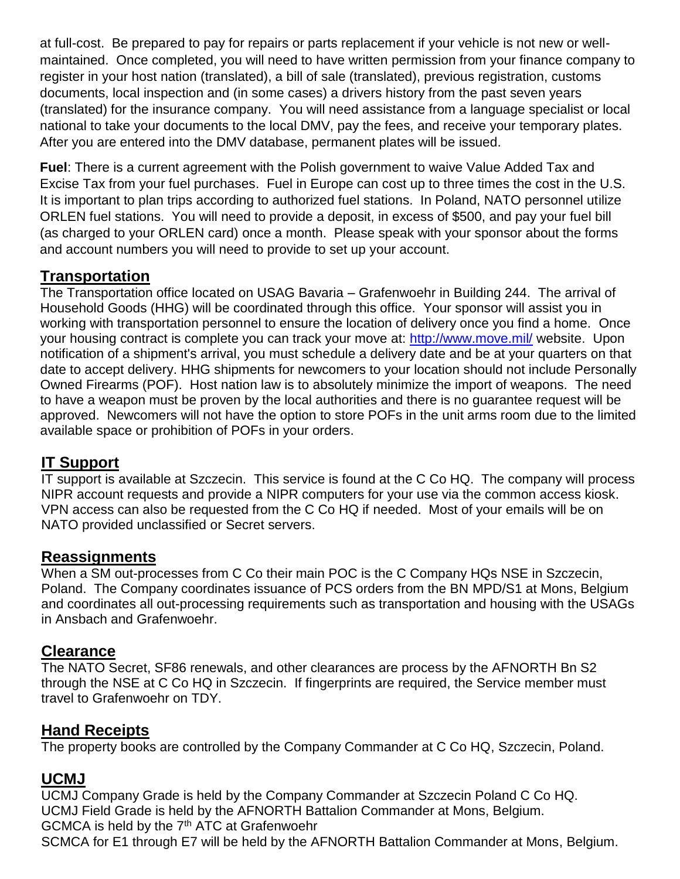at full-cost. Be prepared to pay for repairs or parts replacement if your vehicle is not new or well-maintained. Once completed, you will need to have written permission from your finance company to register in your host nation (translated), a bill of sale (translated), previous registration, customs documents, local inspection and (in some cases) a drivers history from the past seven years (translated) for the insurance company. You will need assistance from a language specialist or local national to take your documents to the local DMV, pay the fees, and receive your temporary plates. After you are entered into the DMV database, permanent plates will be issued.

**Fuel**: There is a current agreement with the Polish government to waive Value Added Tax and Excise Tax from your fuel purchases. Fuel in Europe can cost up to three times the cost in the U.S. It is important to plan trips according to authorized fuel stations. In Poland, NATO personnel utilize ORLEN fuel stations. You will need to provide a deposit, in excess of $500, and pay your fuel bill (as charged to your ORLEN card) once a month. Please speak with your sponsor about the forms and account numbers you will need to provide to set up your account.

## Transportation

The Transportation office located on USAG Bavaria – Grafenwoehr in Building 244. The arrival of Household Goods (HHG) will be coordinated through this office. Your sponsor will assist you in working with transportation personnel to ensure the location of delivery once you find a home. Once your housing contract is complete you can track your move at: http://www.move.mil/ website. Upon notification of a shipment's arrival, you must schedule a delivery date and be at your quarters on that date to accept delivery. HHG shipments for newcomers to your location should not include Personally Owned Firearms (POF). Host nation law is to absolutely minimize the import of weapons. The need to have a weapon must be proven by the local authorities and there is no guarantee request will be approved. Newcomers will not have the option to store POFs in the unit arms room due to the limited available space or prohibition of POFs in your orders.

## IT Support

IT support is available at Szczecin. This service is found at the C Co HQ. The company will process NIPR account requests and provide a NIPR computers for your use via the common access kiosk. VPN access can also be requested from the C Co HQ if needed. Most of your emails will be on NATO provided unclassified or Secret servers.

## Reassignments

When a SM out-processes from C Co their main POC is the C Company HQs NSE in Szczecin, Poland. The Company coordinates issuance of PCS orders from the BN MPD/S1 at Mons, Belgium and coordinates all out-processing requirements such as transportation and housing with the USAGs in Ansbach and Grafenwoehr.

## Clearance

The NATO Secret, SF86 renewals, and other clearances are process by the AFNORTH Bn S2 through the NSE at C Co HQ in Szczecin. If fingerprints are required, the Service member must travel to Grafenwoehr on TDY.

## Hand Receipts

The property books are controlled by the Company Commander at C Co HQ, Szczecin, Poland.

## UCMJ

UCMJ Company Grade is held by the Company Commander at Szczecin Poland C Co HQ.
UCMJ Field Grade is held by the AFNORTH Battalion Commander at Mons, Belgium.
GCMCA is held by the 7th ATC at Grafenwoehr
SCMCA for E1 through E7 will be held by the AFNORTH Battalion Commander at Mons, Belgium.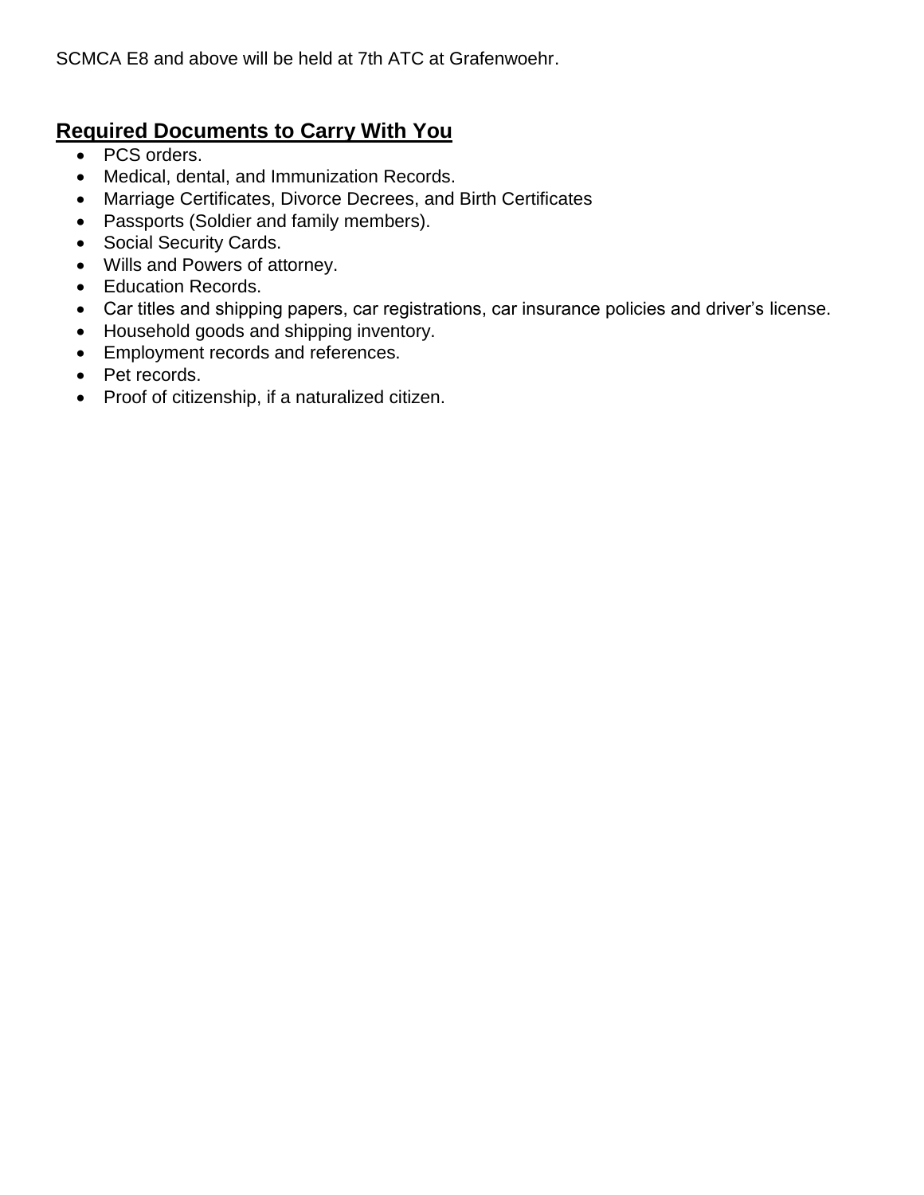SCMCA E8 and above will be held at 7th ATC at Grafenwoehr.

## Required Documents to Carry With You

- PCS orders.
- Medical, dental, and Immunization Records.
- Marriage Certificates, Divorce Decrees, and Birth Certificates
- Passports (Soldier and family members).
- Social Security Cards.
- Wills and Powers of attorney.
- Education Records.
- Car titles and shipping papers, car registrations, car insurance policies and driver's license.
- Household goods and shipping inventory.
- Employment records and references.
- Pet records.
- Proof of citizenship, if a naturalized citizen.